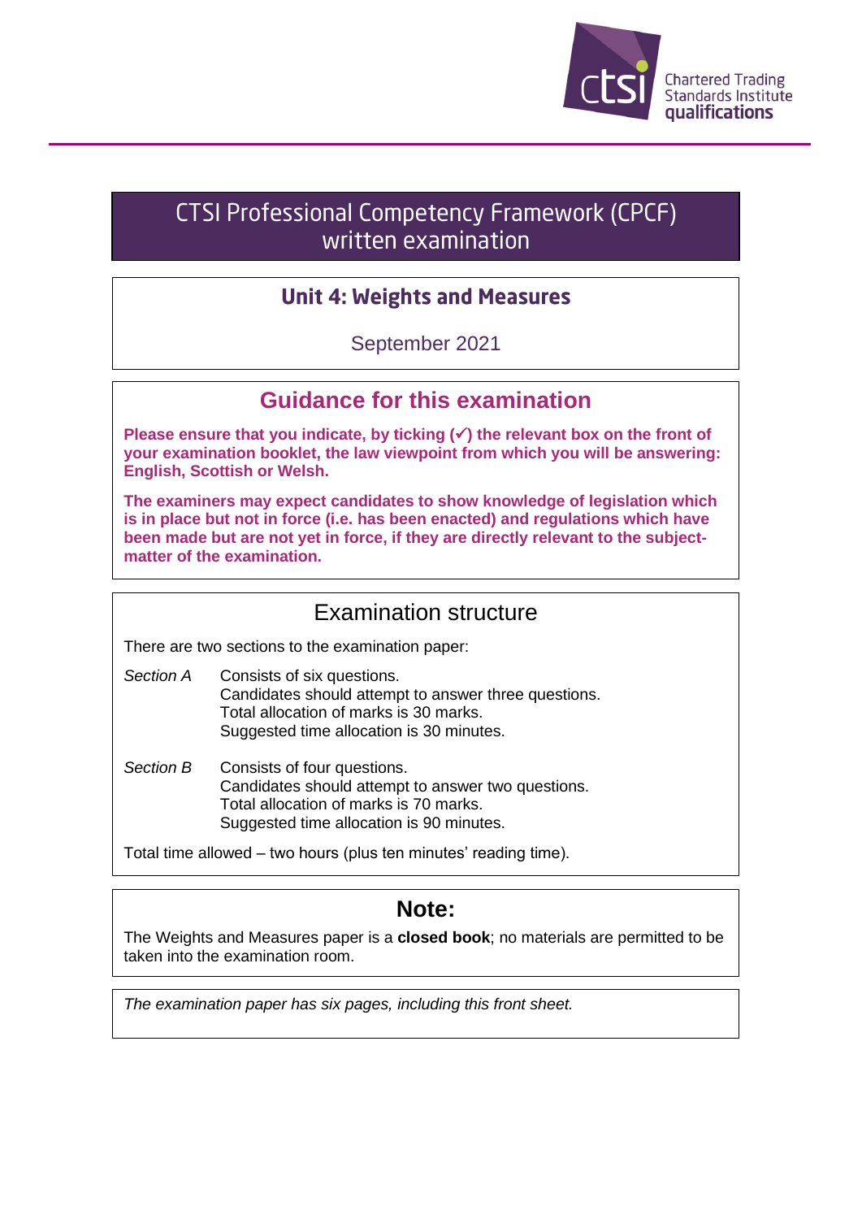Chartered Trading Standards Institute qualifications

# CTSI Professional Competency Framework (CPCF) written examination

## Unit 4: Weights and Measures

September 2021

## Guidance for this examination

**Please ensure that you indicate, by ticking (✓) the relevant box on the front of your examination booklet, the law viewpoint from which you will be answering: English, Scottish or Welsh.**

**The examiners may expect candidates to show knowledge of legislation which is in place but not in force (i.e. has been enacted) and regulations which have been made but are not yet in force, if they are directly relevant to the subject-matter of the examination.**

## Examination structure

There are two sections to the examination paper:

*Section A*
Consists of six questions.
Candidates should attempt to answer three questions.
Total allocation of marks is 30 marks.
Suggested time allocation is 30 minutes.

*Section B*
Consists of four questions.
Candidates should attempt to answer two questions.
Total allocation of marks is 70 marks.
Suggested time allocation is 90 minutes.

Total time allowed – two hours (plus ten minutes' reading time).

## Note:

The Weights and Measures paper is a **closed book**; no materials are permitted to be taken into the examination room.

*The examination paper has six pages, including this front sheet.*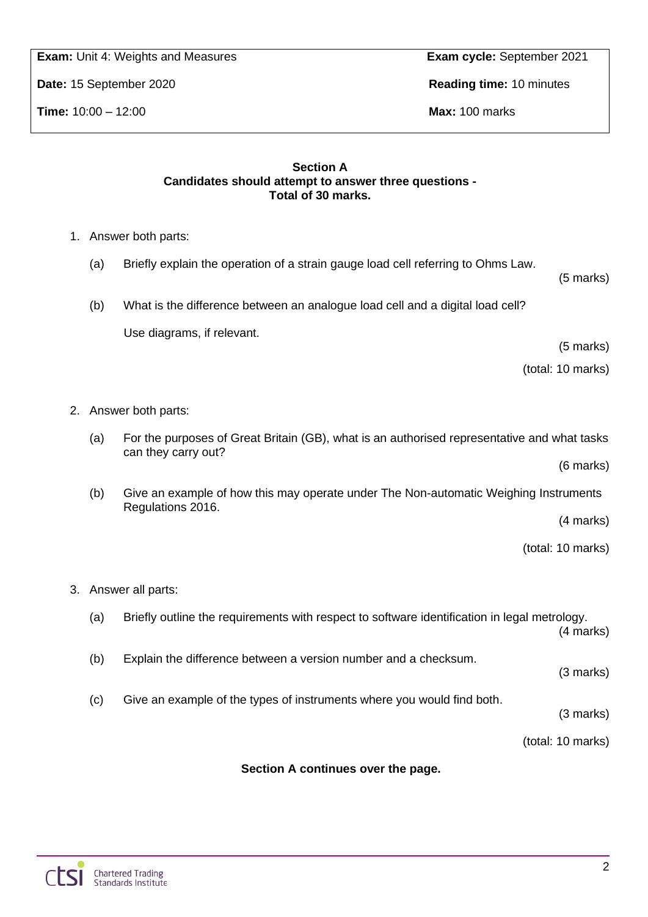| | |
|---|---|
| **Exam:** Unit 4: Weights and Measures | **Exam cycle:** September 2021 |
| **Date:** 15 September 2020 | **Reading time:** 10 minutes |
| **Time:** 10:00 – 12:00 | **Max:** 100 marks |

**Section A**
**Candidates should attempt to answer three questions - Total of 30 marks.**

1. Answer both parts:

   (a) Briefly explain the operation of a strain gauge load cell referring to Ohms Law.

   (5 marks)

   (b) What is the difference between an analogue load cell and a digital load cell?

   Use diagrams, if relevant.

   (5 marks)

   (total: 10 marks)

2. Answer both parts:

   (a) For the purposes of Great Britain (GB), what is an authorised representative and what tasks can they carry out?

   (6 marks)

   (b) Give an example of how this may operate under The Non-automatic Weighing Instruments Regulations 2016.

   (4 marks)

   (total: 10 marks)

3. Answer all parts:

   (a) Briefly outline the requirements with respect to software identification in legal metrology.

   (4 marks)

   (b) Explain the difference between a version number and a checksum.

   (3 marks)

   (c) Give an example of the types of instruments where you would find both.

   (3 marks)

   (total: 10 marks)

**Section A continues over the page.**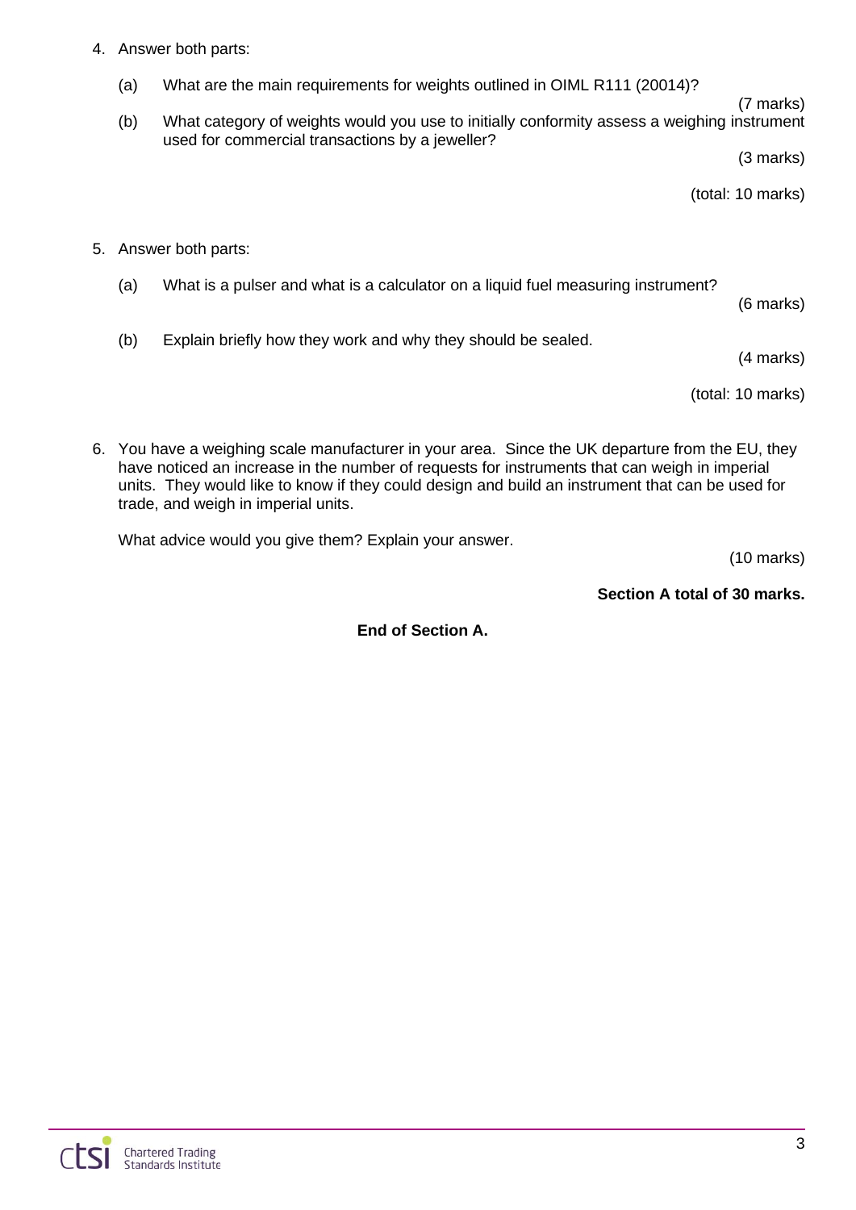4. Answer both parts:

   (a) What are the main requirements for weights outlined in OIML R111 (20014)?

   (7 marks)

   (b) What category of weights would you use to initially conformity assess a weighing instrument used for commercial transactions by a jeweller?

   (3 marks)

   (total: 10 marks)

5. Answer both parts:

   (a) What is a pulser and what is a calculator on a liquid fuel measuring instrument?

   (6 marks)

   (b) Explain briefly how they work and why they should be sealed.

   (4 marks)

   (total: 10 marks)

6. You have a weighing scale manufacturer in your area. Since the UK departure from the EU, they have noticed an increase in the number of requests for instruments that can weigh in imperial units. They would like to know if they could design and build an instrument that can be used for trade, and weigh in imperial units.

   What advice would you give them? Explain your answer.

   (10 marks)

**Section A total of 30 marks.**

**End of Section A.**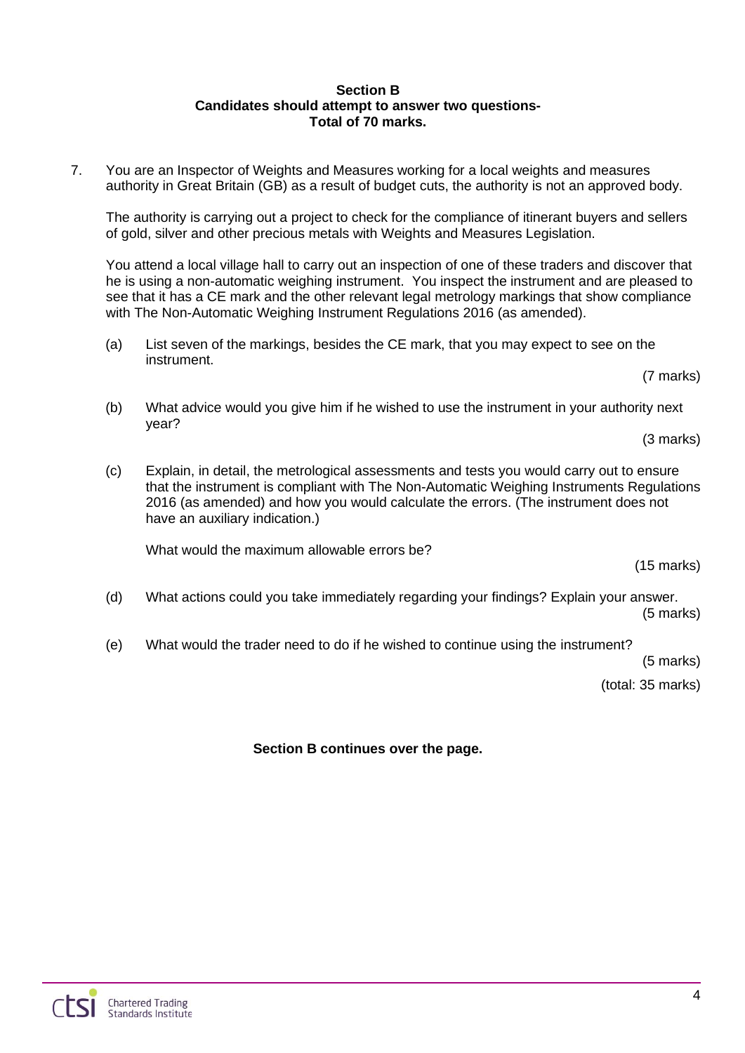**Section B**
**Candidates should attempt to answer two questions-**
**Total of 70 marks.**

7. You are an Inspector of Weights and Measures working for a local weights and measures authority in Great Britain (GB) as a result of budget cuts, the authority is not an approved body.

   The authority is carrying out a project to check for the compliance of itinerant buyers and sellers of gold, silver and other precious metals with Weights and Measures Legislation.

   You attend a local village hall to carry out an inspection of one of these traders and discover that he is using a non-automatic weighing instrument. You inspect the instrument and are pleased to see that it has a CE mark and the other relevant legal metrology markings that show compliance with The Non-Automatic Weighing Instrument Regulations 2016 (as amended).

   (a) List seven of the markings, besides the CE mark, that you may expect to see on the instrument.

   (7 marks)

   (b) What advice would you give him if he wished to use the instrument in your authority next year?

   (3 marks)

   (c) Explain, in detail, the metrological assessments and tests you would carry out to ensure that the instrument is compliant with The Non-Automatic Weighing Instruments Regulations 2016 (as amended) and how you would calculate the errors. (The instrument does not have an auxiliary indication.)

   What would the maximum allowable errors be?

   (15 marks)

   (d) What actions could you take immediately regarding your findings? Explain your answer.

   (5 marks)

   (e) What would the trader need to do if he wished to continue using the instrument?

   (5 marks)

   (total: 35 marks)

**Section B continues over the page.**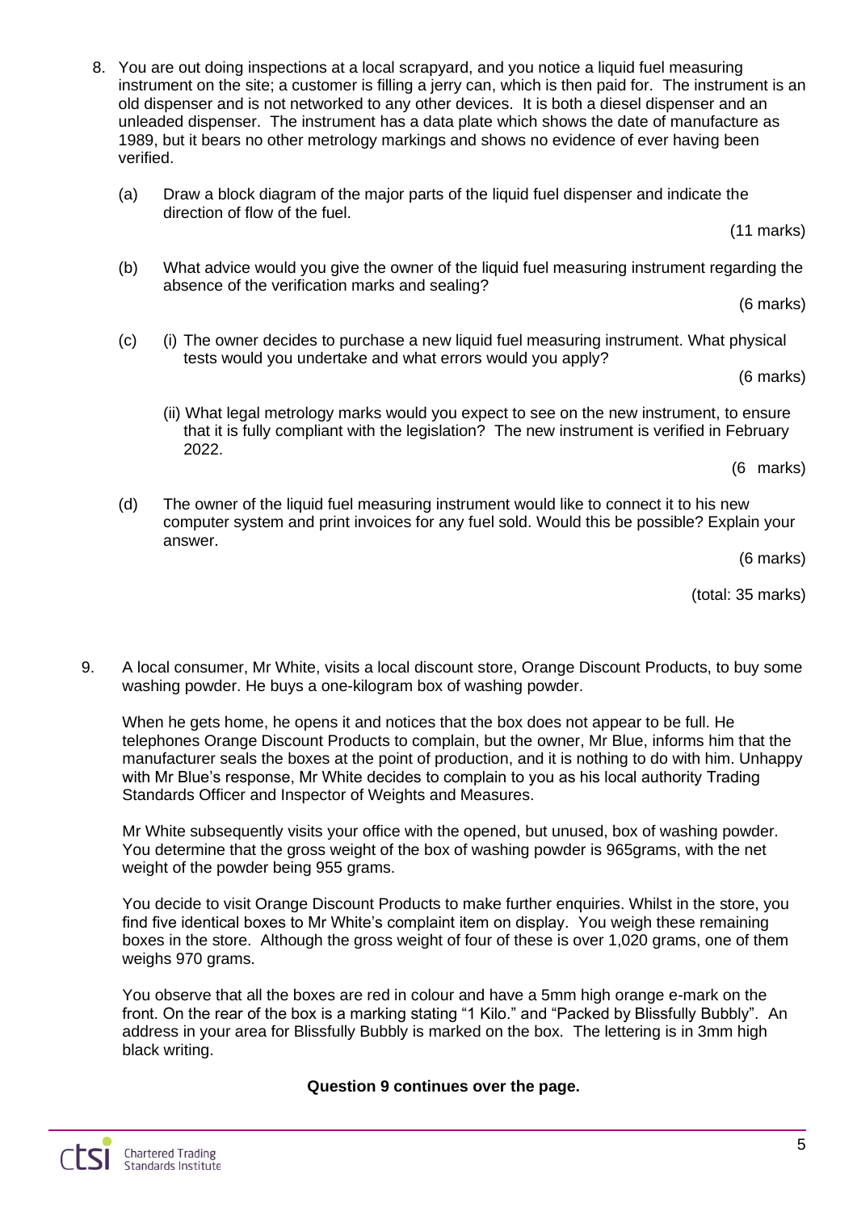8. You are out doing inspections at a local scrapyard, and you notice a liquid fuel measuring instrument on the site; a customer is filling a jerry can, which is then paid for. The instrument is an old dispenser and is not networked to any other devices. It is both a diesel dispenser and an unleaded dispenser. The instrument has a data plate which shows the date of manufacture as 1989, but it bears no other metrology markings and shows no evidence of ever having been verified.

   (a) Draw a block diagram of the major parts of the liquid fuel dispenser and indicate the direction of flow of the fuel.

   (11 marks)

   (b) What advice would you give the owner of the liquid fuel measuring instrument regarding the absence of the verification marks and sealing?

   (6 marks)

   (c) (i) The owner decides to purchase a new liquid fuel measuring instrument. What physical tests would you undertake and what errors would you apply?

   (6 marks)

   (ii) What legal metrology marks would you expect to see on the new instrument, to ensure that it is fully compliant with the legislation? The new instrument is verified in February 2022.

   (6 marks)

   (d) The owner of the liquid fuel measuring instrument would like to connect it to his new computer system and print invoices for any fuel sold. Would this be possible? Explain your answer.

   (6 marks)

   (total: 35 marks)

9. A local consumer, Mr White, visits a local discount store, Orange Discount Products, to buy some washing powder. He buys a one-kilogram box of washing powder.

   When he gets home, he opens it and notices that the box does not appear to be full. He telephones Orange Discount Products to complain, but the owner, Mr Blue, informs him that the manufacturer seals the boxes at the point of production, and it is nothing to do with him. Unhappy with Mr Blue's response, Mr White decides to complain to you as his local authority Trading Standards Officer and Inspector of Weights and Measures.

   Mr White subsequently visits your office with the opened, but unused, box of washing powder. You determine that the gross weight of the box of washing powder is 965grams, with the net weight of the powder being 955 grams.

   You decide to visit Orange Discount Products to make further enquiries. Whilst in the store, you find five identical boxes to Mr White's complaint item on display. You weigh these remaining boxes in the store. Although the gross weight of four of these is over 1,020 grams, one of them weighs 970 grams.

   You observe that all the boxes are red in colour and have a 5mm high orange e-mark on the front. On the rear of the box is a marking stating "1 Kilo." and "Packed by Blissfully Bubbly". An address in your area for Blissfully Bubbly is marked on the box. The lettering is in 3mm high black writing.

**Question 9 continues over the page.**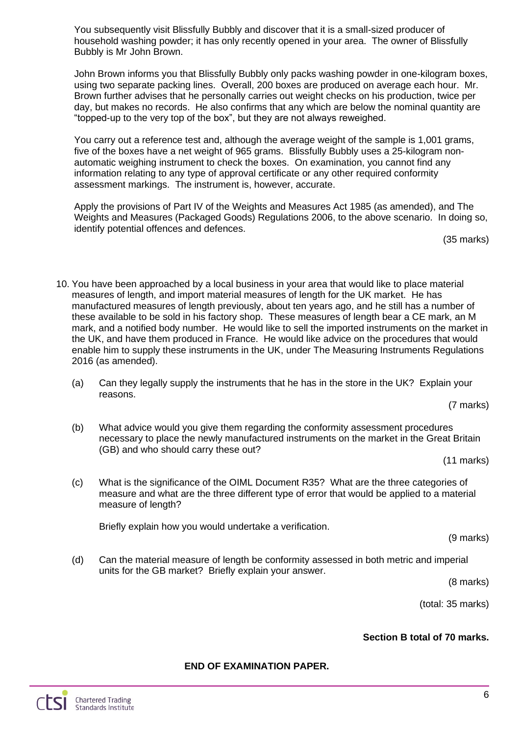You subsequently visit Blissfully Bubbly and discover that it is a small-sized producer of household washing powder; it has only recently opened in your area. The owner of Blissfully Bubbly is Mr John Brown.

John Brown informs you that Blissfully Bubbly only packs washing powder in one-kilogram boxes, using two separate packing lines. Overall, 200 boxes are produced on average each hour. Mr. Brown further advises that he personally carries out weight checks on his production, twice per day, but makes no records. He also confirms that any which are below the nominal quantity are "topped-up to the very top of the box", but they are not always reweighed.

You carry out a reference test and, although the average weight of the sample is 1,001 grams, five of the boxes have a net weight of 965 grams. Blissfully Bubbly uses a 25-kilogram non-automatic weighing instrument to check the boxes. On examination, you cannot find any information relating to any type of approval certificate or any other required conformity assessment markings. The instrument is, however, accurate.

Apply the provisions of Part IV of the Weights and Measures Act 1985 (as amended), and The Weights and Measures (Packaged Goods) Regulations 2006, to the above scenario. In doing so, identify potential offences and defences.

(35 marks)

10. You have been approached by a local business in your area that would like to place material measures of length, and import material measures of length for the UK market. He has manufactured measures of length previously, about ten years ago, and he still has a number of these available to be sold in his factory shop. These measures of length bear a CE mark, an M mark, and a notified body number. He would like to sell the imported instruments on the market in the UK, and have them produced in France. He would like advice on the procedures that would enable him to supply these instruments in the UK, under The Measuring Instruments Regulations 2016 (as amended).

    (a) Can they legally supply the instruments that he has in the store in the UK? Explain your reasons.

    (7 marks)

    (b) What advice would you give them regarding the conformity assessment procedures necessary to place the newly manufactured instruments on the market in the Great Britain (GB) and who should carry these out?

    (11 marks)

    (c) What is the significance of the OIML Document R35? What are the three categories of measure and what are the three different type of error that would be applied to a material measure of length?

    Briefly explain how you would undertake a verification.

    (9 marks)

    (d) Can the material measure of length be conformity assessed in both metric and imperial units for the GB market? Briefly explain your answer.

    (8 marks)

(total: 35 marks)

**Section B total of 70 marks.**

**END OF EXAMINATION PAPER.**